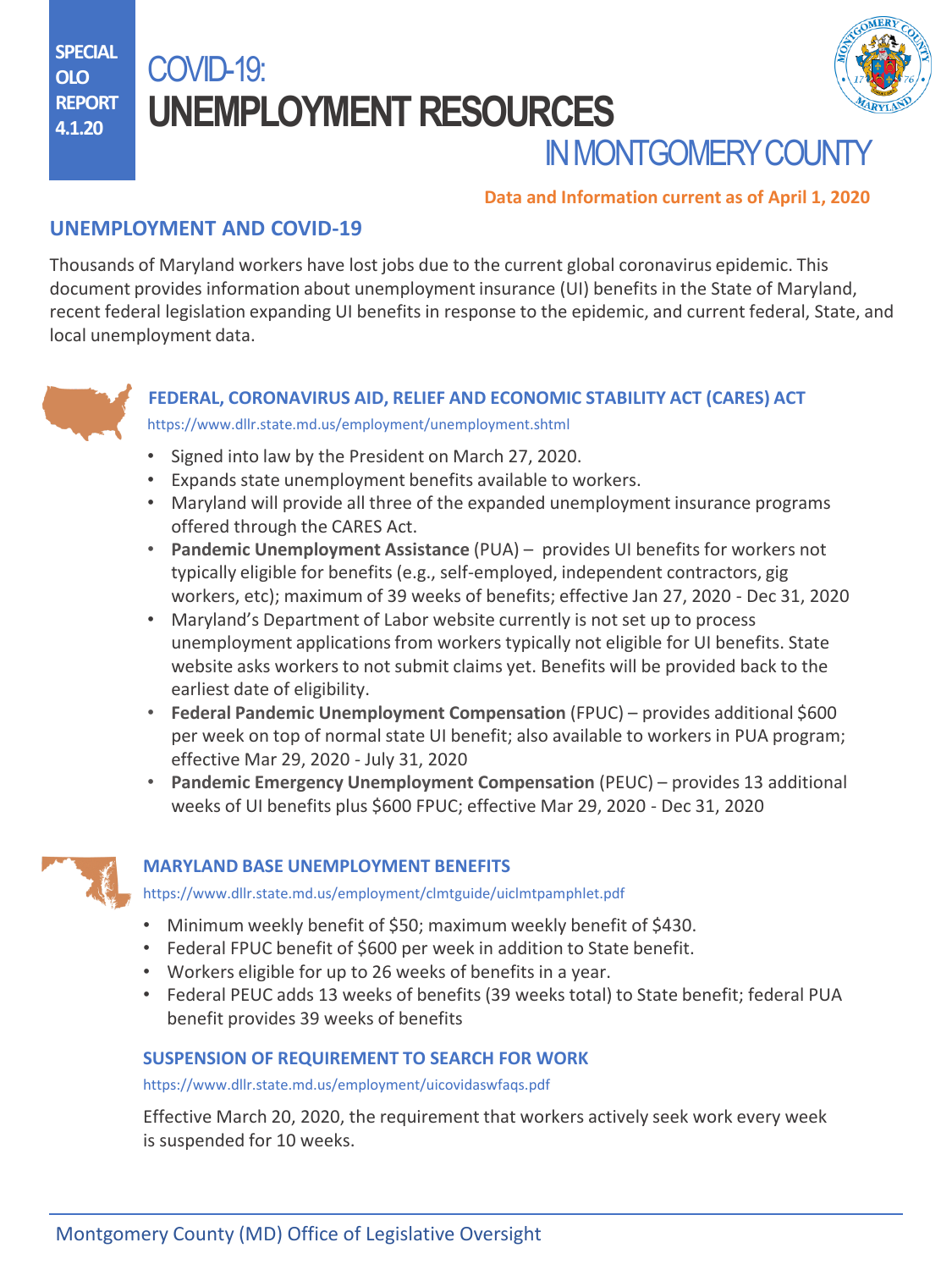SPECIAL OLO REPORT 4.1.20

# COVID-19: UNEMPLOYMENT RESOURCES IN MONTGOMERY COUNTY

**Data and Information current as of April 1, 2020**

## UNEMPLOYMENT AND COVID-19

Thousands of Maryland workers have lost jobs due to the current global coronavirus epidemic. This document provides information about unemployment insurance (UI) benefits in the State of Maryland, recent federal legislation expanding UI benefits in response to the epidemic, and current federal, State, and local unemployment data.

### FEDERAL, CORONAVIRUS AID, RELIEF AND ECONOMIC STABILITY ACT (CARES) ACT

https://www.dllr.state.md.us/employment/unemployment.shtml

- Signed into law by the President on March 27, 2020.
- Expands state unemployment benefits available to workers.
- Maryland will provide all three of the expanded unemployment insurance programs offered through the CARES Act.
- **Pandemic Unemployment Assistance** (PUA) – provides UI benefits for workers not typically eligible for benefits (e.g., self-employed, independent contractors, gig workers, etc); maximum of 39 weeks of benefits; effective Jan 27, 2020 - Dec 31, 2020
- Maryland's Department of Labor website currently is not set up to process unemployment applications from workers typically not eligible for UI benefits. State website asks workers to not submit claims yet. Benefits will be provided back to the earliest date of eligibility.
- **Federal Pandemic Unemployment Compensation** (FPUC) – provides additional $600 per week on top of normal state UI benefit; also available to workers in PUA program; effective Mar 29, 2020 - July 31, 2020
- **Pandemic Emergency Unemployment Compensation** (PEUC) – provides 13 additional weeks of UI benefits plus $600 FPUC; effective Mar 29, 2020 - Dec 31, 2020

### MARYLAND BASE UNEMPLOYMENT BENEFITS

https://www.dllr.state.md.us/employment/clmtguide/uiclmtpamphlet.pdf

- Minimum weekly benefit of $50; maximum weekly benefit of $430.
- Federal FPUC benefit of $600 per week in addition to State benefit.
- Workers eligible for up to 26 weeks of benefits in a year.
- Federal PEUC adds 13 weeks of benefits (39 weeks total) to State benefit; federal PUA benefit provides 39 weeks of benefits

### SUSPENSION OF REQUIREMENT TO SEARCH FOR WORK

https://www.dllr.state.md.us/employment/uicovidaswfaqs.pdf

Effective March 20, 2020, the requirement that workers actively seek work every week is suspended for 10 weeks.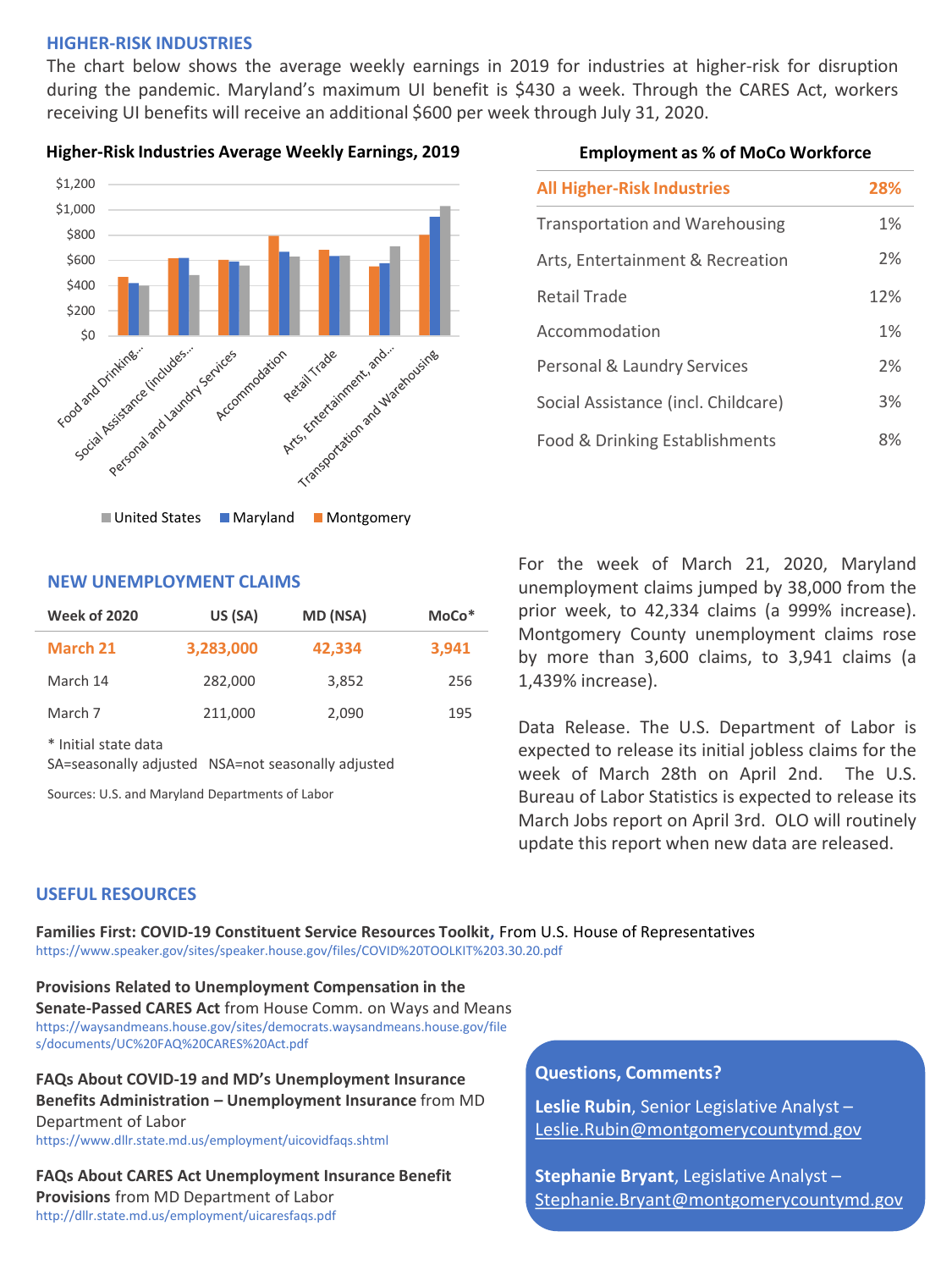## HIGHER-RISK INDUSTRIES

The chart below shows the average weekly earnings in 2019 for industries at higher-risk for disruption during the pandemic. Maryland's maximum UI benefit is $430 a week. Through the CARES Act, workers receiving UI benefits will receive an additional $600 per week through July 31, 2020.

**Higher-Risk Industries Average Weekly Earnings, 2019**

$1,200
$1,000
$800
$600
$400
$200
$0

Food and Drinking...
Social Assistance (includes...
Personal and Laundry Services
Accommodation
Retail Trade
Arts, Entertainment, and...
Transportation and Warehousing

United States | Maryland | Montgomery

**Employment as % of MoCo Workforce**

| All Higher-Risk Industries | 28% |
|---|---|
| Transportation and Warehousing | 1% |
| Arts, Entertainment & Recreation | 2% |
| Retail Trade | 12% |
| Accommodation | 1% |
| Personal & Laundry Services | 2% |
| Social Assistance (incl. Childcare) | 3% |
| Food & Drinking Establishments | 8% |

## NEW UNEMPLOYMENT CLAIMS

| Week of 2020 | US (SA) | MD (NSA) | MoCo* |
|---|---|---|---|
| **March 21** | **3,283,000** | **42,334** | **3,941** |
| March 14 | 282,000 | 3,852 | 256 |
| March 7 | 211,000 | 2,090 | 195 |

\* Initial state data
SA=seasonally adjusted NSA=not seasonally adjusted

Sources: U.S. and Maryland Departments of Labor

For the week of March 21, 2020, Maryland unemployment claims jumped by 38,000 from the prior week, to 42,334 claims (a 999% increase). Montgomery County unemployment claims rose by more than 3,600 claims, to 3,941 claims (a 1,439% increase).

Data Release. The U.S. Department of Labor is expected to release its initial jobless claims for the week of March 28th on April 2nd. The U.S. Bureau of Labor Statistics is expected to release its March Jobs report on April 3rd. OLO will routinely update this report when new data are released.

## USEFUL RESOURCES

**Families First: COVID-19 Constituent Service Resources Toolkit,** From U.S. House of Representatives
https://www.speaker.gov/sites/speaker.house.gov/files/COVID%20TOOLKIT%203.30.20.pdf

**Provisions Related to Unemployment Compensation in the Senate-Passed CARES Act** from House Comm. on Ways and Means
https://waysandmeans.house.gov/sites/democrats.waysandmeans.house.gov/files/documents/UC%20FAQ%20CARES%20Act.pdf

**FAQs About COVID-19 and MD's Unemployment Insurance Benefits Administration – Unemployment Insurance** from MD Department of Labor
https://www.dllr.state.md.us/employment/uicovidfaqs.shtml

**FAQs About CARES Act Unemployment Insurance Benefit Provisions** from MD Department of Labor
http://dllr.state.md.us/employment/uicaresfaqs.pdf

**Questions, Comments?**

**Leslie Rubin**, Senior Legislative Analyst – Leslie.Rubin@montgomerycountymd.gov

**Stephanie Bryant**, Legislative Analyst – Stephanie.Bryant@montgomerycountymd.gov